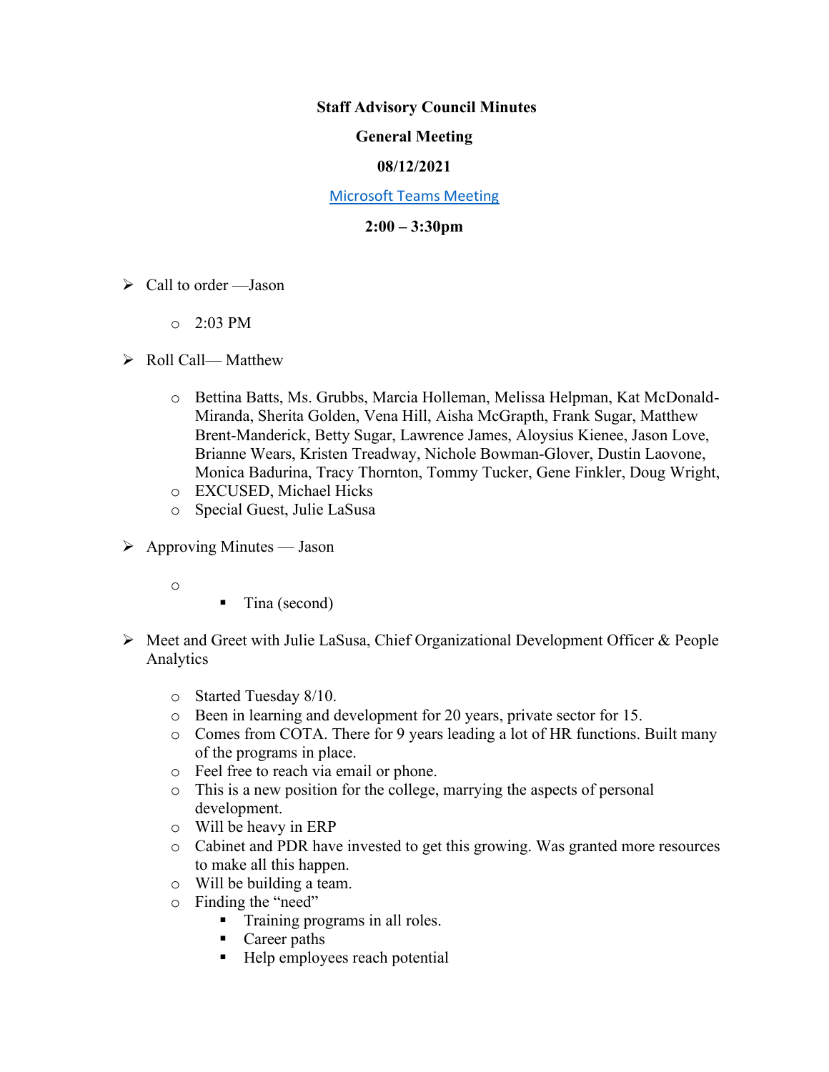**Staff Advisory Council Minutes**

**General Meeting**

**08/12/2021**

Microsoft Teams Meeting

**2:00 – 3:30pm**

- Call to order —Jason
  - 2:03 PM
- Roll Call— Matthew
  - Bettina Batts, Ms. Grubbs, Marcia Holleman, Melissa Helpman, Kat McDonald-Miranda, Sherita Golden, Vena Hill, Aisha McGrapth, Frank Sugar, Matthew Brent-Manderick, Betty Sugar, Lawrence James, Aloysius Kienee, Jason Love, Brianne Wears, Kristen Treadway, Nichole Bowman-Glover, Dustin Laovone, Monica Badurina, Tracy Thornton, Tommy Tucker, Gene Finkler, Doug Wright,
  - EXCUSED, Michael Hicks
  - Special Guest, Julie LaSusa
- Approving Minutes — Jason
  - 
    - Tina (second)
- Meet and Greet with Julie LaSusa, Chief Organizational Development Officer & People Analytics
  - Started Tuesday 8/10.
  - Been in learning and development for 20 years, private sector for 15.
  - Comes from COTA. There for 9 years leading a lot of HR functions. Built many of the programs in place.
  - Feel free to reach via email or phone.
  - This is a new position for the college, marrying the aspects of personal development.
  - Will be heavy in ERP
  - Cabinet and PDR have invested to get this growing. Was granted more resources to make all this happen.
  - Will be building a team.
  - Finding the "need"
    - Training programs in all roles.
    - Career paths
    - Help employees reach potential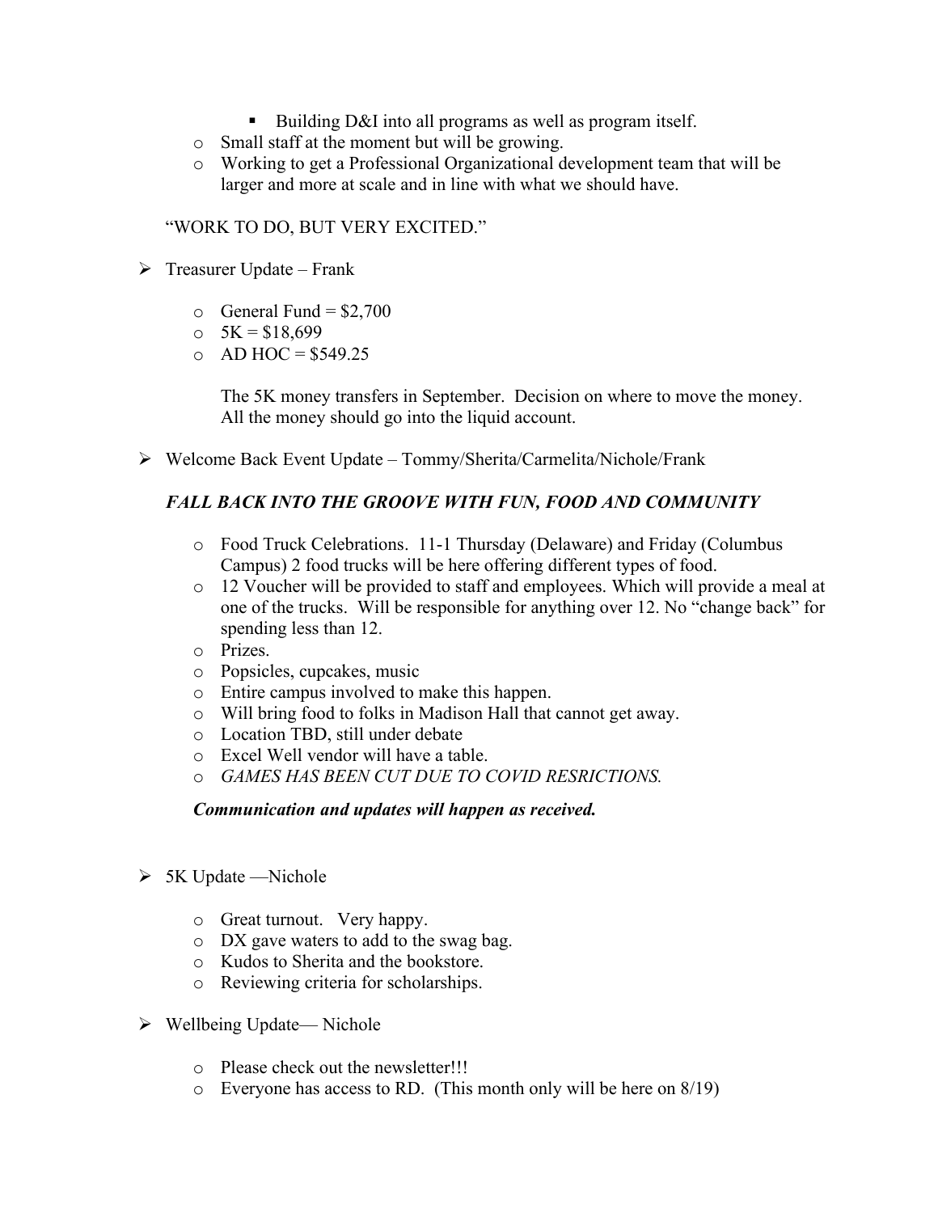- Building D&I into all programs as well as program itself.
  - Small staff at the moment but will be growing.
  - Working to get a Professional Organizational development team that will be larger and more at scale and in line with what we should have.

  "WORK TO DO, BUT VERY EXCITED."

- Treasurer Update – Frank

  - General Fund = $2,700
  - 5K = $18,699
  - AD HOC = $549.25

    The 5K money transfers in September. Decision on where to move the money. All the money should go into the liquid account.

- Welcome Back Event Update – Tommy/Sherita/Carmelita/Nichole/Frank

  ***FALL BACK INTO THE GROOVE WITH FUN, FOOD AND COMMUNITY***

  - Food Truck Celebrations. 11-1 Thursday (Delaware) and Friday (Columbus Campus) 2 food trucks will be here offering different types of food.
  - 12 Voucher will be provided to staff and employees. Which will provide a meal at one of the trucks. Will be responsible for anything over 12. No "change back" for spending less than 12.
  - Prizes.
  - Popsicles, cupcakes, music
  - Entire campus involved to make this happen.
  - Will bring food to folks in Madison Hall that cannot get away.
  - Location TBD, still under debate
  - Excel Well vendor will have a table.
  - *GAMES HAS BEEN CUT DUE TO COVID RESRICTIONS.*

  ***Communication and updates will happen as received.***

- 5K Update —Nichole

  - Great turnout. Very happy.
  - DX gave waters to add to the swag bag.
  - Kudos to Sherita and the bookstore.
  - Reviewing criteria for scholarships.

- Wellbeing Update— Nichole

  - Please check out the newsletter!!!
  - Everyone has access to RD. (This month only will be here on 8/19)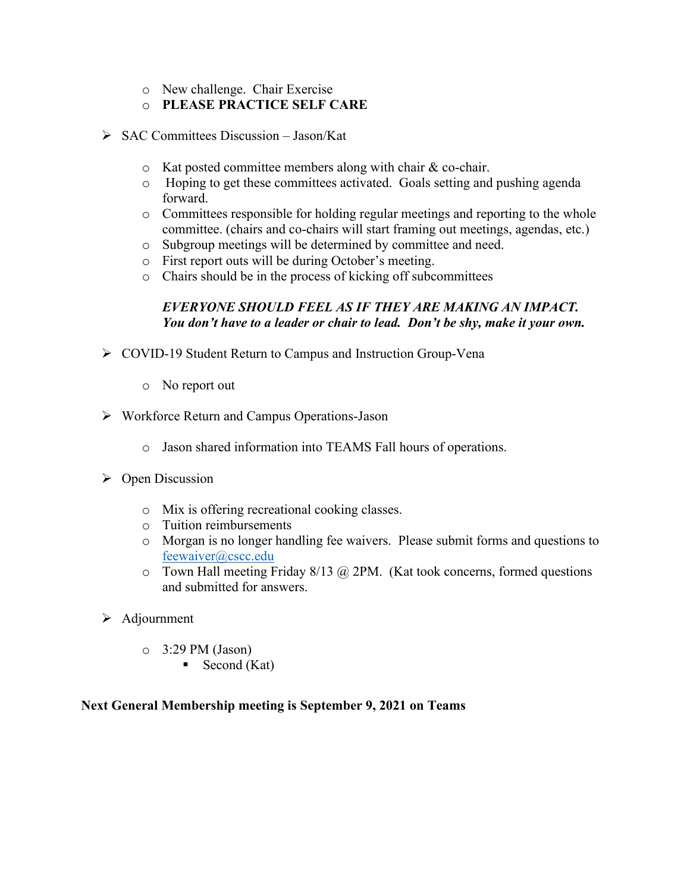- New challenge. Chair Exercise
  - **PLEASE PRACTICE SELF CARE**

- SAC Committees Discussion – Jason/Kat

  - Kat posted committee members along with chair & co-chair.
  - Hoping to get these committees activated. Goals setting and pushing agenda forward.
  - Committees responsible for holding regular meetings and reporting to the whole committee. (chairs and co-chairs will start framing out meetings, agendas, etc.)
  - Subgroup meetings will be determined by committee and need.
  - First report outs will be during October's meeting.
  - Chairs should be in the process of kicking off subcommittees

  ***EVERYONE SHOULD FEEL AS IF THEY ARE MAKING AN IMPACT.***
  ***You don't have to a leader or chair to lead. Don't be shy, make it your own.***

- COVID-19 Student Return to Campus and Instruction Group-Vena

  - No report out

- Workforce Return and Campus Operations-Jason

  - Jason shared information into TEAMS Fall hours of operations.

- Open Discussion

  - Mix is offering recreational cooking classes.
  - Tuition reimbursements
  - Morgan is no longer handling fee waivers. Please submit forms and questions to [feewaiver@cscc.edu](mailto:feewaiver@cscc.edu)
  - Town Hall meeting Friday 8/13 @ 2PM. (Kat took concerns, formed questions and submitted for answers.

- Adjournment

  - 3:29 PM (Jason)
    - Second (Kat)

**Next General Membership meeting is September 9, 2021 on Teams**